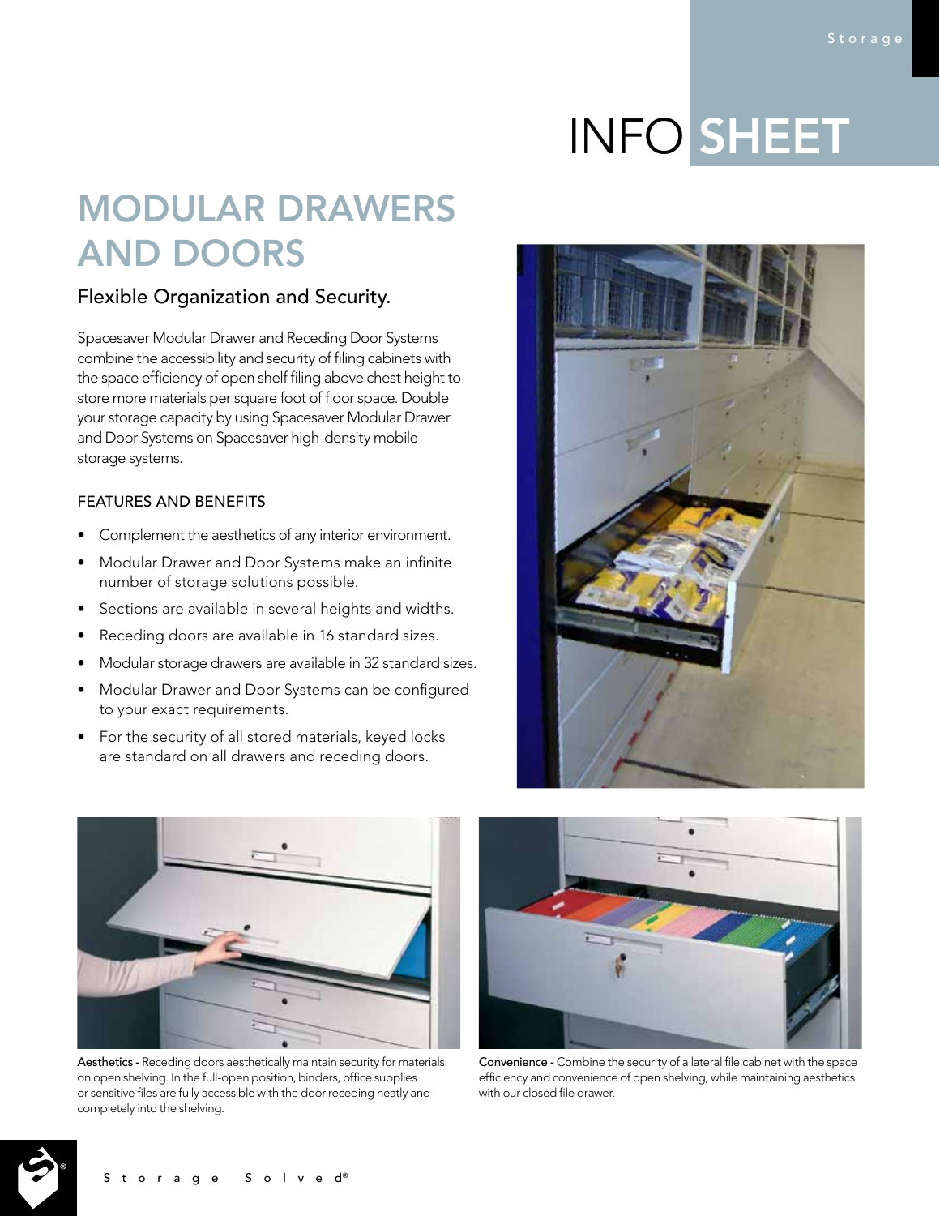# INFO SHEET

## MODULAR DRAWERS AND DOORS

### Flexible Organization and Security.

Spacesaver Modular Drawer and Receding Door Systems combine the accessibility and security of filing cabinets with the space efficiency of open shelf filing above chest height to store more materials per square foot of floor space. Double your storage capacity by using Spacesaver Modular Drawer and Door Systems on Spacesaver high-density mobile storage systems.

#### FEATURES AND BENEFITS

- Complement the aesthetics of any interior environment.
- Modular Drawer and Door Systems make an infinite number of storage solutions possible.
- Sections are available in several heights and widths.
- Receding doors are available in 16 standard sizes.
- Modular storage drawers are available in 32 standard sizes.
- Modular Drawer and Door Systems can be configured to your exact requirements.
- For the security of all stored materials, keyed locks are standard on all drawers and receding doors.

**Aesthetics** - Receding doors aesthetically maintain security for materials on open shelving. In the full-open position, binders, office supplies or sensitive files are fully accessible with the door receding neatly and completely into the shelving.

**Convenience** - Combine the security of a lateral file cabinet with the space efficiency and convenience of open shelving, while maintaining aesthetics with our closed file drawer.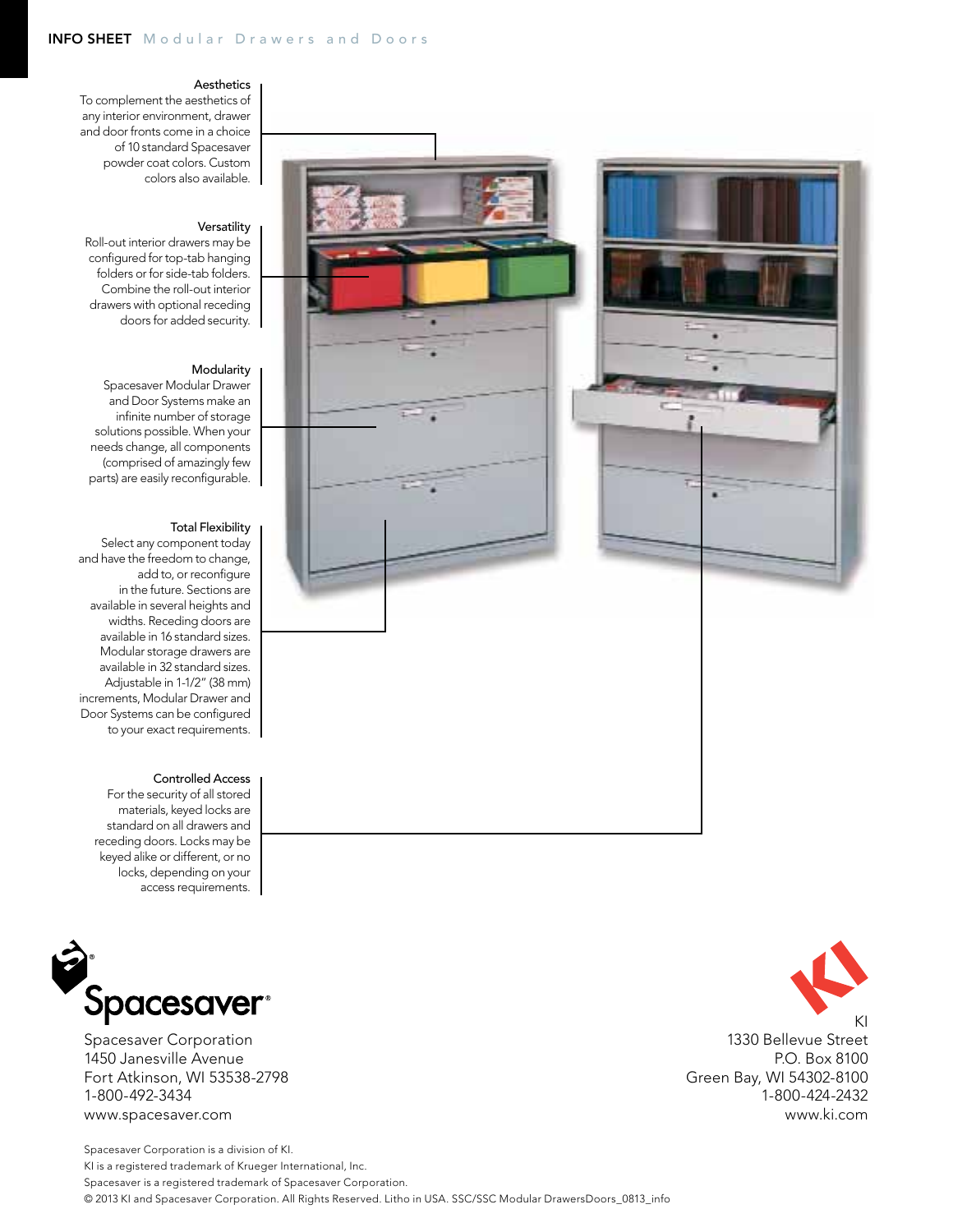**INFO SHEET** Modular Drawers and Doors

### Aesthetics

To complement the aesthetics of any interior environment, drawer and door fronts come in a choice of 10 standard Spacesaver powder coat colors. Custom colors also available.

### Versatility

Roll-out interior drawers may be configured for top-tab hanging folders or for side-tab folders. Combine the roll-out interior drawers with optional receding doors for added security.

### Modularity

Spacesaver Modular Drawer and Door Systems make an infinite number of storage solutions possible. When your needs change, all components (comprised of amazingly few parts) are easily reconfigurable.

### Total Flexibility

Select any component today and have the freedom to change, add to, or reconfigure in the future. Sections are available in several heights and widths. Receding doors are available in 16 standard sizes. Modular storage drawers are available in 32 standard sizes. Adjustable in 1-1/2" (38 mm) increments, Modular Drawer and Door Systems can be configured to your exact requirements.

### Controlled Access

For the security of all stored materials, keyed locks are standard on all drawers and receding doors. Locks may be keyed alike or different, or no locks, depending on your access requirements.

Spacesaver Corporation
1450 Janesville Avenue
Fort Atkinson, WI 53538-2798
1-800-492-3434
www.spacesaver.com

KI
1330 Bellevue Street
P.O. Box 8100
Green Bay, WI 54302-8100
1-800-424-2432
www.ki.com

Spacesaver Corporation is a division of KI.
KI is a registered trademark of Krueger International, Inc.
Spacesaver is a registered trademark of Spacesaver Corporation.
© 2013 KI and Spacesaver Corporation. All Rights Reserved. Litho in USA. SSC/SSC Modular DrawersDoors_0813_info